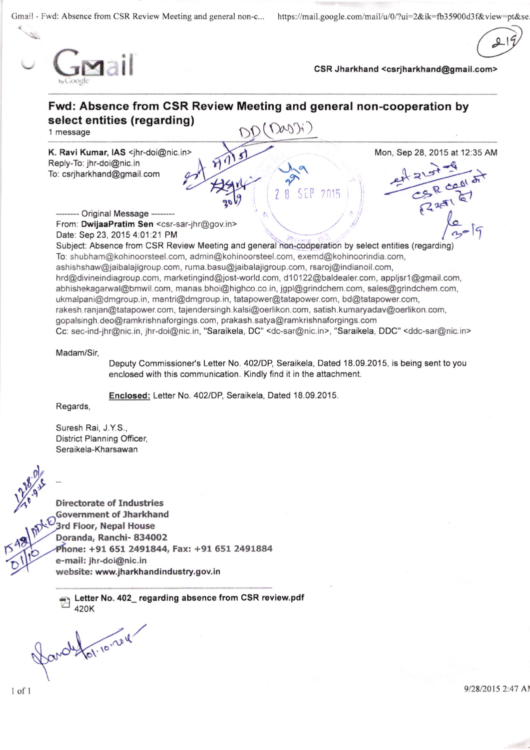CSR Jharkhand <csrjharkhand@gmail.com>

# Fwd: Absence from CSR Review Meeting and general non-cooperation by select entities (regarding)

1 message

**K. Ravi Kumar, IAS** <jhr-doi@nic.in>
Reply-To: jhr-doi@nic.in
To: csrjharkhand@gmail.com

Mon, Sep 28, 2015 at 12:35 AM

-------- Original Message --------
From: **DwijaaPratim Sen** <csr-sar-jhr@gov.in>
Date: Sep 23, 2015 4:01:21 PM
Subject: Absence from CSR Review Meeting and general non-cooperation by select entities (regarding)
To: shubham@kohinoorsteel.com, admin@kohinoorsteel.com, exemd@kohinoorindia.com, ashishshaw@jaibalajigroup.com, ruma.basu@jaibalajigroup.com, rsaroj@indianoil.com, hrd@divineindiagroup.com, marketingind@jost-world.com, d10122@baldealer.com, appljsr1@gmail.com, abhishekagarwal@bmwil.com, manas.bhoi@highco.co.in, jgpl@grindchem.com, sales@grindchem.com, ukmalpani@dmgroup.in, mantri@dmgroup.in, tatapower@tatapower.com, bd@tatapower.com, rakesh.ranjan@tatapower.com, tajendersingh.kalsi@oerlikon.com, satish.kumaryadav@oerlikon.com, gopalsingh.deo@ramkrishnaforgings.com, prakash.satya@ramkrishnaforgings.com
Cc: sec-ind-jhr@nic.in, jhr-doi@nic.in, "Saraikela, DC" <dc-sar@nic.in>, "Saraikela, DDC" <ddc-sar@nic.in>

Madam/Sir,

Deputy Commissioner's Letter No. 402/DP, Seraikela, Dated 18.09.2015, is being sent to you enclosed with this communication. Kindly find it in the attachment.

**Enclosed:** Letter No. 402/DP, Seraikela, Dated 18.09.2015.

Regards,

Suresh Rai, J.Y.S.,
District Planning Officer,
Seraikela-Kharsawan

--

**Directorate of Industries**
**Government of Jharkhand**
**3rd Floor, Nepal House**
**Doranda, Ranchi- 834002**
**Phone: +91 651 2491844, Fax: +91 651 2491884**
**e-mail: jhr-doi@nic.in**
**website: www.jharkhandindustry.gov.in**

Letter No. 402_ regarding absence from CSR review.pdf
420K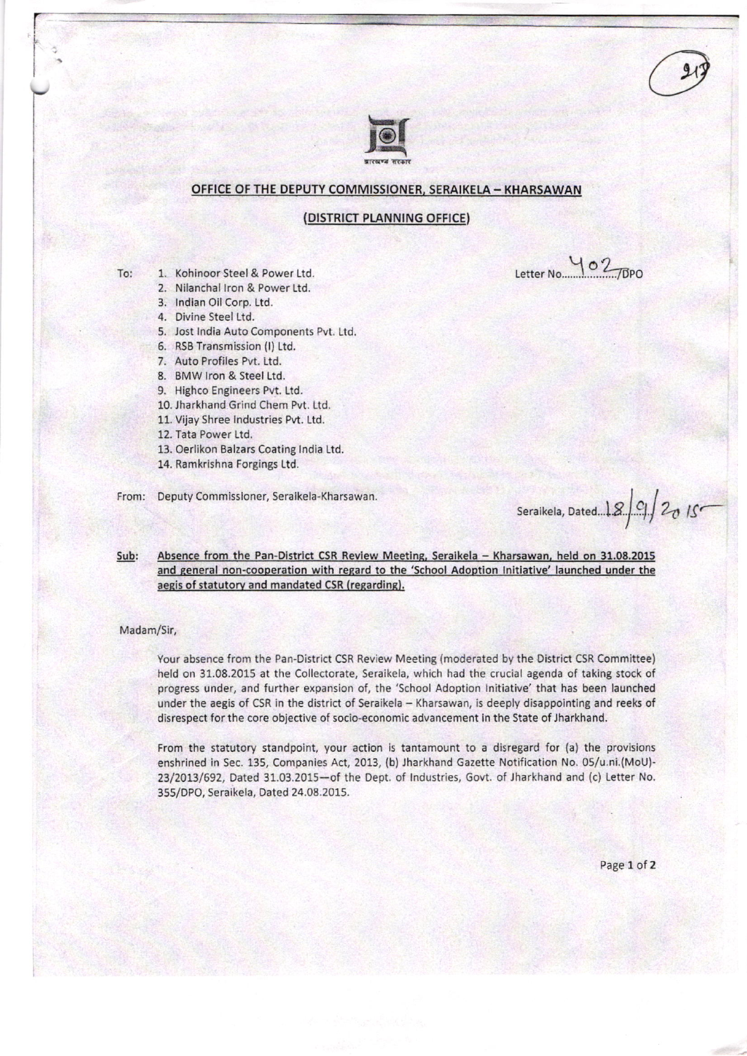# OFFICE OF THE DEPUTY COMMISSIONER, SERAIKELA – KHARSAWAN

## (DISTRICT PLANNING OFFICE)

Letter No. 402/DPO

To:

1. Kohinoor Steel & Power Ltd.
2. Nilanchal Iron & Power Ltd.
3. Indian Oil Corp. Ltd.
4. Divine Steel Ltd.
5. Jost India Auto Components Pvt. Ltd.
6. RSB Transmission (I) Ltd.
7. Auto Profiles Pvt. Ltd.
8. BMW Iron & Steel Ltd.
9. Highco Engineers Pvt. Ltd.
10. Jharkhand Grind Chem Pvt. Ltd.
11. Vijay Shree Industries Pvt. Ltd.
12. Tata Power Ltd.
13. Oerlikon Balzars Coating India Ltd.
14. Ramkrishna Forgings Ltd.

From: Deputy Commissioner, Seraikela-Kharsawan.

Seraikela, Dated 18/9/2015

**Sub: Absence from the Pan-District CSR Review Meeting, Seraikela – Kharsawan, held on 31.08.2015 and general non-cooperation with regard to the 'School Adoption Initiative' launched under the aegis of statutory and mandated CSR (regarding).**

Madam/Sir,

Your absence from the Pan-District CSR Review Meeting (moderated by the District CSR Committee) held on 31.08.2015 at the Collectorate, Seraikela, which had the crucial agenda of taking stock of progress under, and further expansion of, the 'School Adoption Initiative' that has been launched under the aegis of CSR in the district of Seraikela – Kharsawan, is deeply disappointing and reeks of disrespect for the core objective of socio-economic advancement in the State of Jharkhand.

From the statutory standpoint, your action is tantamount to a disregard for (a) the provisions enshrined in Sec. 135, Companies Act, 2013, (b) Jharkhand Gazette Notification No. 05/u.ni.(MoU)-23/2013/692, Dated 31.03.2015—of the Dept. of Industries, Govt. of Jharkhand and (c) Letter No. 355/DPO, Seraikela, Dated 24.08.2015.